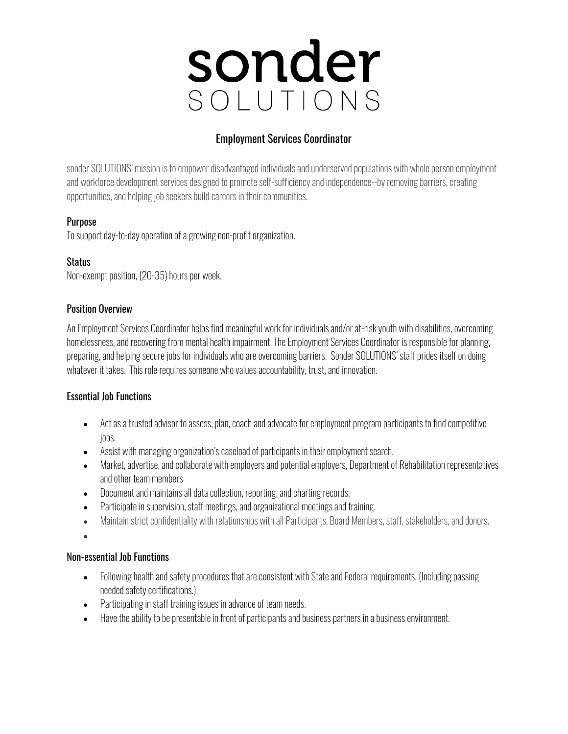# sonder
SOLUTIONS

## Employment Services Coordinator

sonder SOLUTIONS' mission is to empower disadvantaged individuals and underserved populations with whole person employment and workforce development services designed to promote self-sufficiency and independence--by removing barriers, creating opportunities, and helping job seekers build careers in their communities.

### Purpose

To support day-to-day operation of a growing non-profit organization.

### Status

Non-exempt position, (20-35) hours per week.

### Position Overview

An Employment Services Coordinator helps find meaningful work for individuals and/or at-risk youth with disabilities, overcoming homelessness, and recovering from mental health impairment. The Employment Services Coordinator is responsible for planning, preparing, and helping secure jobs for individuals who are overcoming barriers. Sonder SOLUTIONS' staff prides itself on doing whatever it takes. This role requires someone who values accountability, trust, and innovation.

### Essential Job Functions

- Act as a trusted advisor to assess, plan, coach and advocate for employment program participants to find competitive jobs.
- Assist with managing organization's caseload of participants in their employment search.
- Market, advertise, and collaborate with employers and potential employers, Department of Rehabilitation representatives and other team members
- Document and maintains all data collection, reporting, and charting records.
- Participate in supervision, staff meetings, and organizational meetings and training.
- Maintain strict confidentiality with relationships with all Participants, Board Members, staff, stakeholders, and donors.

### Non-essential Job Functions

- Following health and safety procedures that are consistent with State and Federal requirements. (Including passing needed safety certifications.)
- Participating in staff training issues in advance of team needs.
- Have the ability to be presentable in front of participants and business partners in a business environment.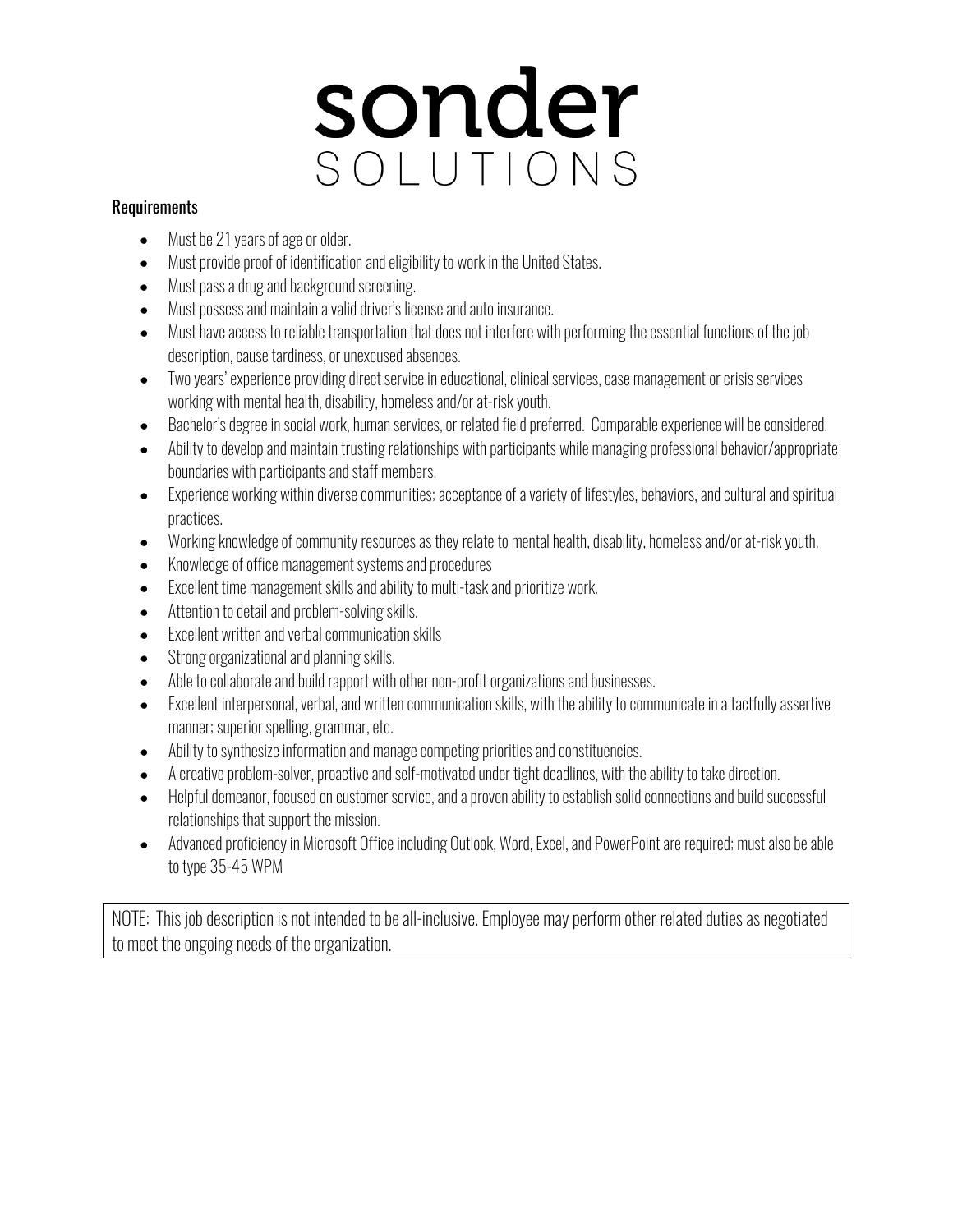# sonder
## SOLUTIONS

### Requirements

- Must be 21 years of age or older.
- Must provide proof of identification and eligibility to work in the United States.
- Must pass a drug and background screening.
- Must possess and maintain a valid driver's license and auto insurance.
- Must have access to reliable transportation that does not interfere with performing the essential functions of the job description, cause tardiness, or unexcused absences.
- Two years' experience providing direct service in educational, clinical services, case management or crisis services working with mental health, disability, homeless and/or at-risk youth.
- Bachelor's degree in social work, human services, or related field preferred. Comparable experience will be considered.
- Ability to develop and maintain trusting relationships with participants while managing professional behavior/appropriate boundaries with participants and staff members.
- Experience working within diverse communities; acceptance of a variety of lifestyles, behaviors, and cultural and spiritual practices.
- Working knowledge of community resources as they relate to mental health, disability, homeless and/or at-risk youth.
- Knowledge of office management systems and procedures
- Excellent time management skills and ability to multi-task and prioritize work.
- Attention to detail and problem-solving skills.
- Excellent written and verbal communication skills
- Strong organizational and planning skills.
- Able to collaborate and build rapport with other non-profit organizations and businesses.
- Excellent interpersonal, verbal, and written communication skills, with the ability to communicate in a tactfully assertive manner; superior spelling, grammar, etc.
- Ability to synthesize information and manage competing priorities and constituencies.
- A creative problem-solver, proactive and self-motivated under tight deadlines, with the ability to take direction.
- Helpful demeanor, focused on customer service, and a proven ability to establish solid connections and build successful relationships that support the mission.
- Advanced proficiency in Microsoft Office including Outlook, Word, Excel, and PowerPoint are required; must also be able to type 35-45 WPM

NOTE: This job description is not intended to be all-inclusive. Employee may perform other related duties as negotiated to meet the ongoing needs of the organization.